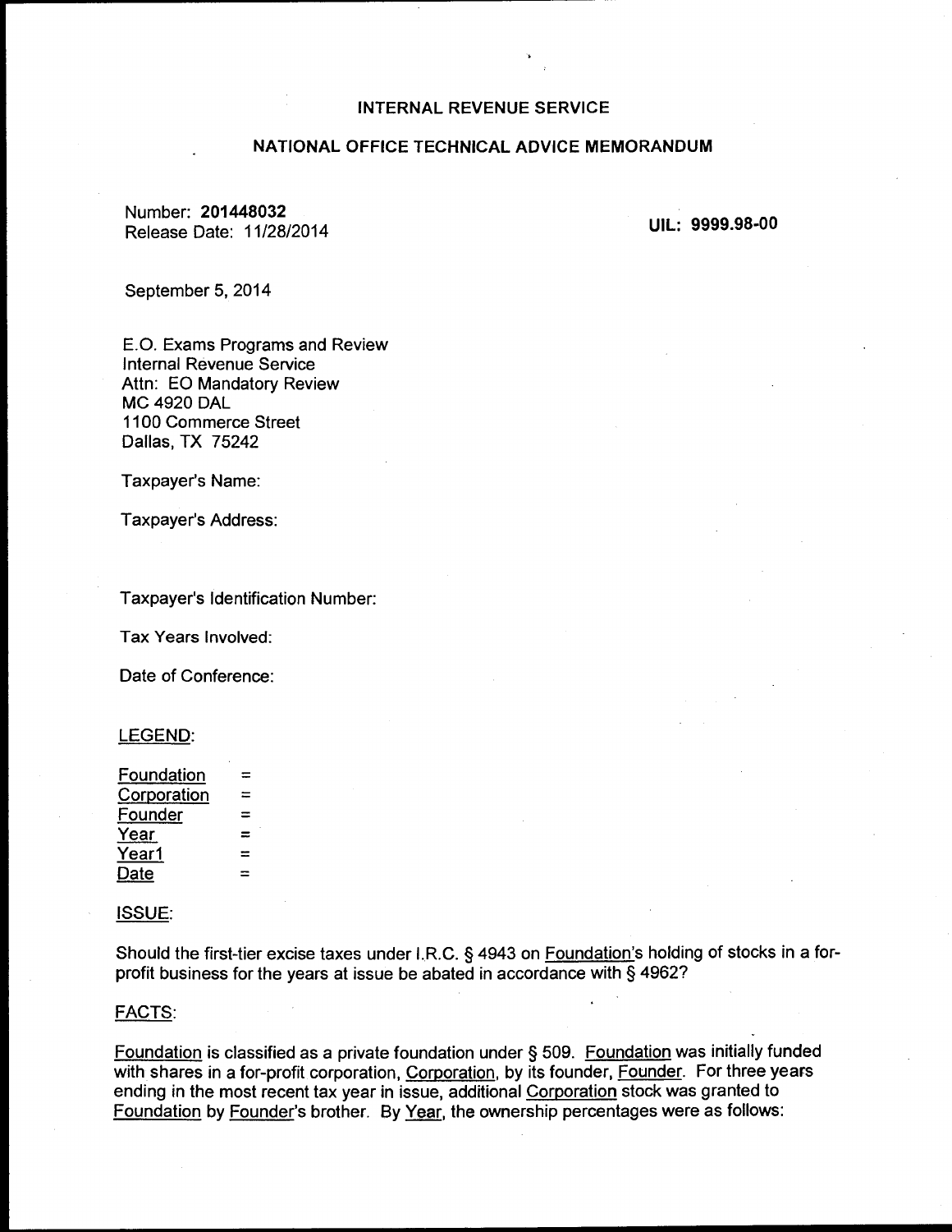INTERNAL REVENUE SERVICE

NATIONAL OFFICE TECHNICAL ADVICE MEMORANDUM

Number: **201448032**
Release Date: 11/28/2014

**UIL: 9999.98-00**

September 5, 2014

E.O. Exams Programs and Review
Internal Revenue Service
Attn: EO Mandatory Review
MC 4920 DAL
1100 Commerce Street
Dallas, TX 75242

Taxpayer's Name:

Taxpayer's Address:

Taxpayer's Identification Number:

Tax Years Involved:

Date of Conference:

LEGEND:

Foundation =
Corporation =
Founder =
Year =
Year1 =
Date =

ISSUE:

Should the first-tier excise taxes under I.R.C. § 4943 on Foundation's holding of stocks in a for-profit business for the years at issue be abated in accordance with § 4962?

FACTS:

Foundation is classified as a private foundation under § 509. Foundation was initially funded with shares in a for-profit corporation, Corporation, by its founder, Founder. For three years ending in the most recent tax year in issue, additional Corporation stock was granted to Foundation by Founder's brother. By Year, the ownership percentages were as follows: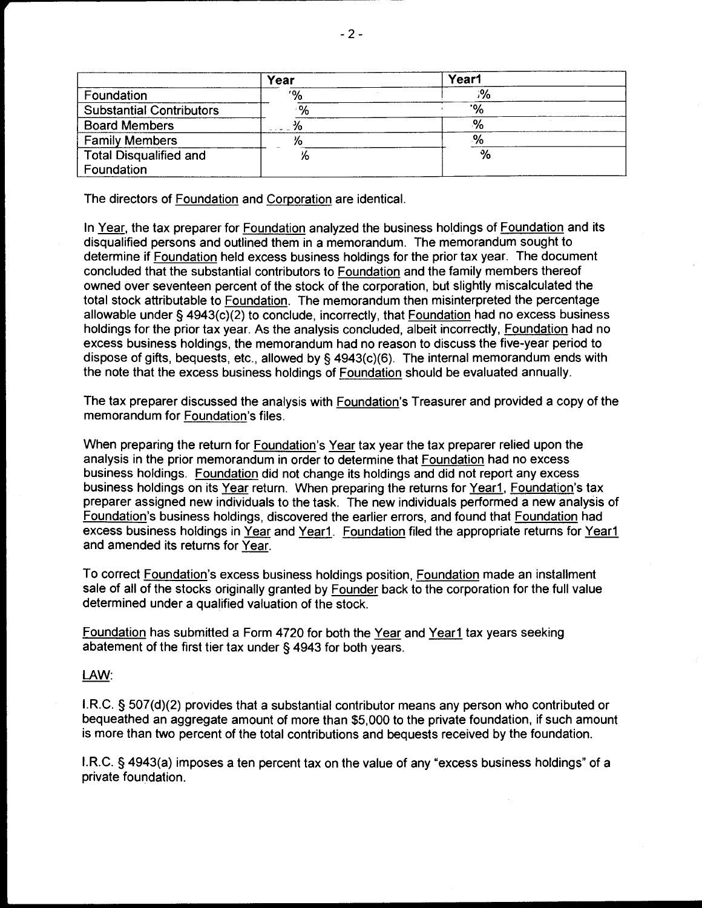| | Year | Year1 |
|---|---|---|
| Foundation | % | % |
| Substantial Contributors | % | % |
| Board Members | % | % |
| Family Members | % | % |
| Total Disqualified and Foundation | % | % |

The directors of Foundation and Corporation are identical.

In Year, the tax preparer for Foundation analyzed the business holdings of Foundation and its disqualified persons and outlined them in a memorandum. The memorandum sought to determine if Foundation held excess business holdings for the prior tax year. The document concluded that the substantial contributors to Foundation and the family members thereof owned over seventeen percent of the stock of the corporation, but slightly miscalculated the total stock attributable to Foundation. The memorandum then misinterpreted the percentage allowable under § 4943(c)(2) to conclude, incorrectly, that Foundation had no excess business holdings for the prior tax year. As the analysis concluded, albeit incorrectly, Foundation had no excess business holdings, the memorandum had no reason to discuss the five-year period to dispose of gifts, bequests, etc., allowed by § 4943(c)(6). The internal memorandum ends with the note that the excess business holdings of Foundation should be evaluated annually.

The tax preparer discussed the analysis with Foundation's Treasurer and provided a copy of the memorandum for Foundation's files.

When preparing the return for Foundation's Year tax year the tax preparer relied upon the analysis in the prior memorandum in order to determine that Foundation had no excess business holdings. Foundation did not change its holdings and did not report any excess business holdings on its Year return. When preparing the returns for Year1, Foundation's tax preparer assigned new individuals to the task. The new individuals performed a new analysis of Foundation's business holdings, discovered the earlier errors, and found that Foundation had excess business holdings in Year and Year1. Foundation filed the appropriate returns for Year1 and amended its returns for Year.

To correct Foundation's excess business holdings position, Foundation made an installment sale of all of the stocks originally granted by Founder back to the corporation for the full value determined under a qualified valuation of the stock.

Foundation has submitted a Form 4720 for both the Year and Year1 tax years seeking abatement of the first tier tax under § 4943 for both years.

LAW:

I.R.C. § 507(d)(2) provides that a substantial contributor means any person who contributed or bequeathed an aggregate amount of more than $5,000 to the private foundation, if such amount is more than two percent of the total contributions and bequests received by the foundation.

I.R.C. § 4943(a) imposes a ten percent tax on the value of any "excess business holdings" of a private foundation.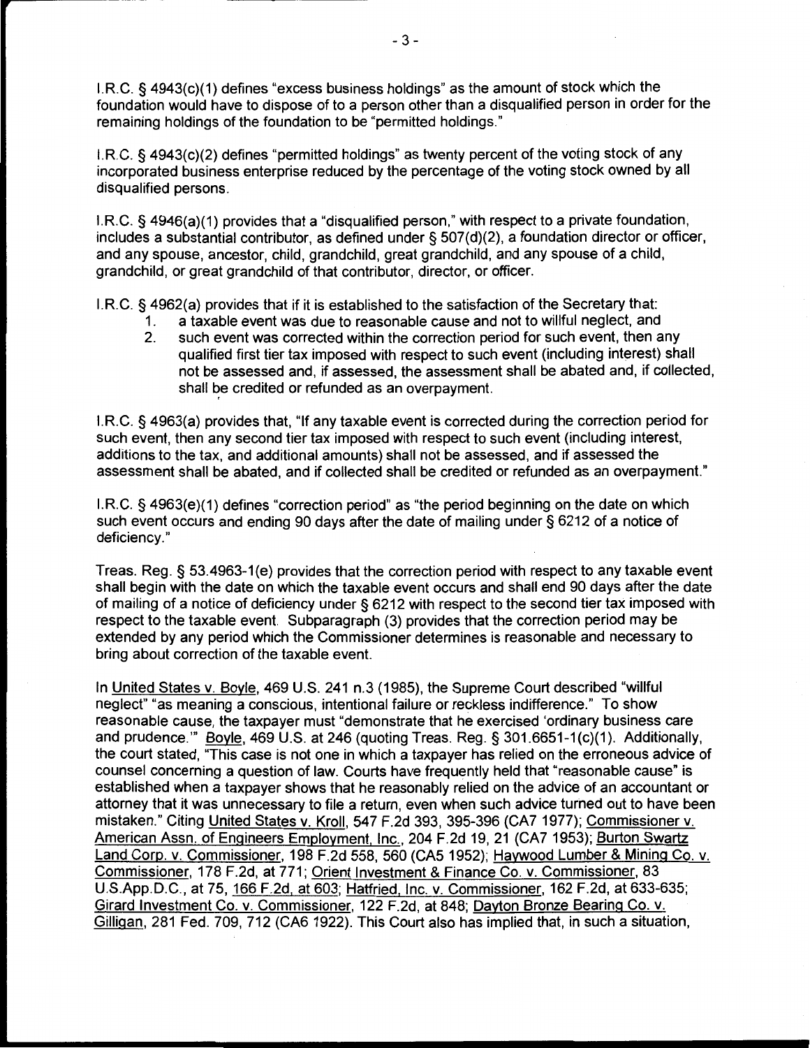I.R.C. § 4943(c)(1) defines "excess business holdings" as the amount of stock which the foundation would have to dispose of to a person other than a disqualified person in order for the remaining holdings of the foundation to be "permitted holdings."

I.R.C. § 4943(c)(2) defines "permitted holdings" as twenty percent of the voting stock of any incorporated business enterprise reduced by the percentage of the voting stock owned by all disqualified persons.

I.R.C. § 4946(a)(1) provides that a "disqualified person," with respect to a private foundation, includes a substantial contributor, as defined under § 507(d)(2), a foundation director or officer, and any spouse, ancestor, child, grandchild, great grandchild, and any spouse of a child, grandchild, or great grandchild of that contributor, director, or officer.

I.R.C. § 4962(a) provides that if it is established to the satisfaction of the Secretary that:

1. a taxable event was due to reasonable cause and not to willful neglect, and
2. such event was corrected within the correction period for such event, then any qualified first tier tax imposed with respect to such event (including interest) shall not be assessed and, if assessed, the assessment shall be abated and, if collected, shall be credited or refunded as an overpayment.

I.R.C. § 4963(a) provides that, "If any taxable event is corrected during the correction period for such event, then any second tier tax imposed with respect to such event (including interest, additions to the tax, and additional amounts) shall not be assessed, and if assessed the assessment shall be abated, and if collected shall be credited or refunded as an overpayment."

I.R.C. § 4963(e)(1) defines "correction period" as "the period beginning on the date on which such event occurs and ending 90 days after the date of mailing under § 6212 of a notice of deficiency."

Treas. Reg. § 53.4963-1(e) provides that the correction period with respect to any taxable event shall begin with the date on which the taxable event occurs and shall end 90 days after the date of mailing of a notice of deficiency under § 6212 with respect to the second tier tax imposed with respect to the taxable event. Subparagraph (3) provides that the correction period may be extended by any period which the Commissioner determines is reasonable and necessary to bring about correction of the taxable event.

In United States v. Boyle, 469 U.S. 241 n.3 (1985), the Supreme Court described "willful neglect" "as meaning a conscious, intentional failure or reckless indifference." To show reasonable cause, the taxpayer must "demonstrate that he exercised 'ordinary business care and prudence.'" Boyle, 469 U.S. at 246 (quoting Treas. Reg. § 301.6651-1(c)(1). Additionally, the court stated, "This case is not one in which a taxpayer has relied on the erroneous advice of counsel concerning a question of law. Courts have frequently held that "reasonable cause" is established when a taxpayer shows that he reasonably relied on the advice of an accountant or attorney that it was unnecessary to file a return, even when such advice turned out to have been mistaken." Citing United States v. Kroll, 547 F.2d 393, 395-396 (CA7 1977); Commissioner v. American Assn. of Engineers Employment, Inc., 204 F.2d 19, 21 (CA7 1953); Burton Swartz Land Corp. v. Commissioner, 198 F.2d 558, 560 (CA5 1952); Haywood Lumber & Mining Co. v. Commissioner, 178 F.2d, at 771; Orient Investment & Finance Co. v. Commissioner, 83 U.S.App.D.C., at 75, 166 F.2d, at 603; Hatfried, Inc. v. Commissioner, 162 F.2d, at 633-635; Girard Investment Co. v. Commissioner, 122 F.2d, at 848; Dayton Bronze Bearing Co. v. Gilligan, 281 Fed. 709, 712 (CA6 1922). This Court also has implied that, in such a situation,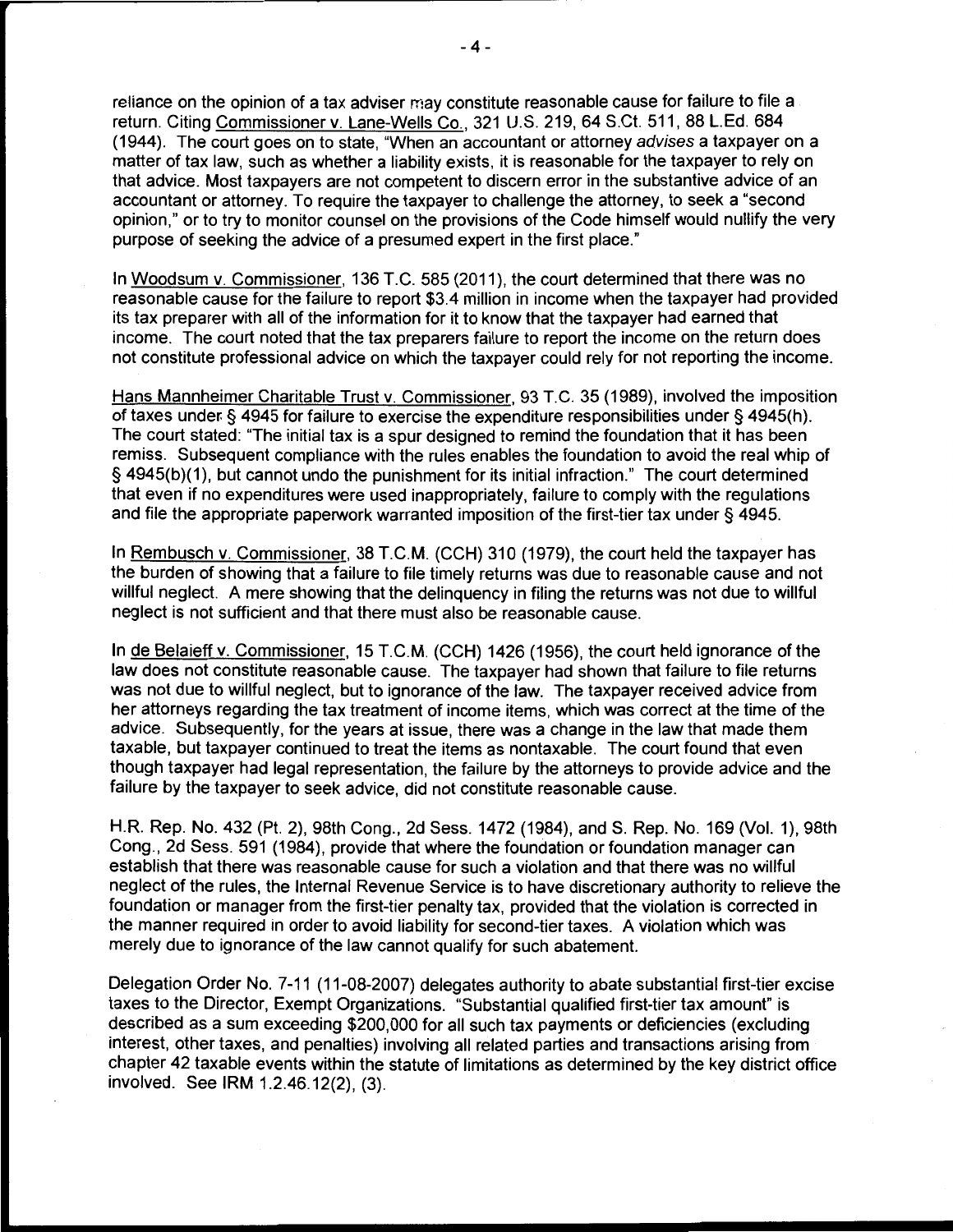reliance on the opinion of a tax adviser may constitute reasonable cause for failure to file a return. Citing Commissioner v. Lane-Wells Co., 321 U.S. 219, 64 S.Ct. 511, 88 L.Ed. 684 (1944). The court goes on to state, "When an accountant or attorney *advises* a taxpayer on a matter of tax law, such as whether a liability exists, it is reasonable for the taxpayer to rely on that advice. Most taxpayers are not competent to discern error in the substantive advice of an accountant or attorney. To require the taxpayer to challenge the attorney, to seek a "second opinion," or to try to monitor counsel on the provisions of the Code himself would nullify the very purpose of seeking the advice of a presumed expert in the first place."

In Woodsum v. Commissioner, 136 T.C. 585 (2011), the court determined that there was no reasonable cause for the failure to report \$3.4 million in income when the taxpayer had provided its tax preparer with all of the information for it to know that the taxpayer had earned that income. The court noted that the tax preparers failure to report the income on the return does not constitute professional advice on which the taxpayer could rely for not reporting the income.

Hans Mannheimer Charitable Trust v. Commissioner, 93 T.C. 35 (1989), involved the imposition of taxes under § 4945 for failure to exercise the expenditure responsibilities under § 4945(h). The court stated: "The initial tax is a spur designed to remind the foundation that it has been remiss. Subsequent compliance with the rules enables the foundation to avoid the real whip of § 4945(b)(1), but cannot undo the punishment for its initial infraction." The court determined that even if no expenditures were used inappropriately, failure to comply with the regulations and file the appropriate paperwork warranted imposition of the first-tier tax under § 4945.

In Rembusch v. Commissioner, 38 T.C.M. (CCH) 310 (1979), the court held the taxpayer has the burden of showing that a failure to file timely returns was due to reasonable cause and not willful neglect. A mere showing that the delinquency in filing the returns was not due to willful neglect is not sufficient and that there must also be reasonable cause.

In de Belaieff v. Commissioner, 15 T.C.M. (CCH) 1426 (1956), the court held ignorance of the law does not constitute reasonable cause. The taxpayer had shown that failure to file returns was not due to willful neglect, but to ignorance of the law. The taxpayer received advice from her attorneys regarding the tax treatment of income items, which was correct at the time of the advice. Subsequently, for the years at issue, there was a change in the law that made them taxable, but taxpayer continued to treat the items as nontaxable. The court found that even though taxpayer had legal representation, the failure by the attorneys to provide advice and the failure by the taxpayer to seek advice, did not constitute reasonable cause.

H.R. Rep. No. 432 (Pt. 2), 98th Cong., 2d Sess. 1472 (1984), and S. Rep. No. 169 (Vol. 1), 98th Cong., 2d Sess. 591 (1984), provide that where the foundation or foundation manager can establish that there was reasonable cause for such a violation and that there was no willful neglect of the rules, the Internal Revenue Service is to have discretionary authority to relieve the foundation or manager from the first-tier penalty tax, provided that the violation is corrected in the manner required in order to avoid liability for second-tier taxes. A violation which was merely due to ignorance of the law cannot qualify for such abatement.

Delegation Order No. 7-11 (11-08-2007) delegates authority to abate substantial first-tier excise taxes to the Director, Exempt Organizations. "Substantial qualified first-tier tax amount" is described as a sum exceeding \$200,000 for all such tax payments or deficiencies (excluding interest, other taxes, and penalties) involving all related parties and transactions arising from chapter 42 taxable events within the statute of limitations as determined by the key district office involved. See IRM 1.2.46.12(2), (3).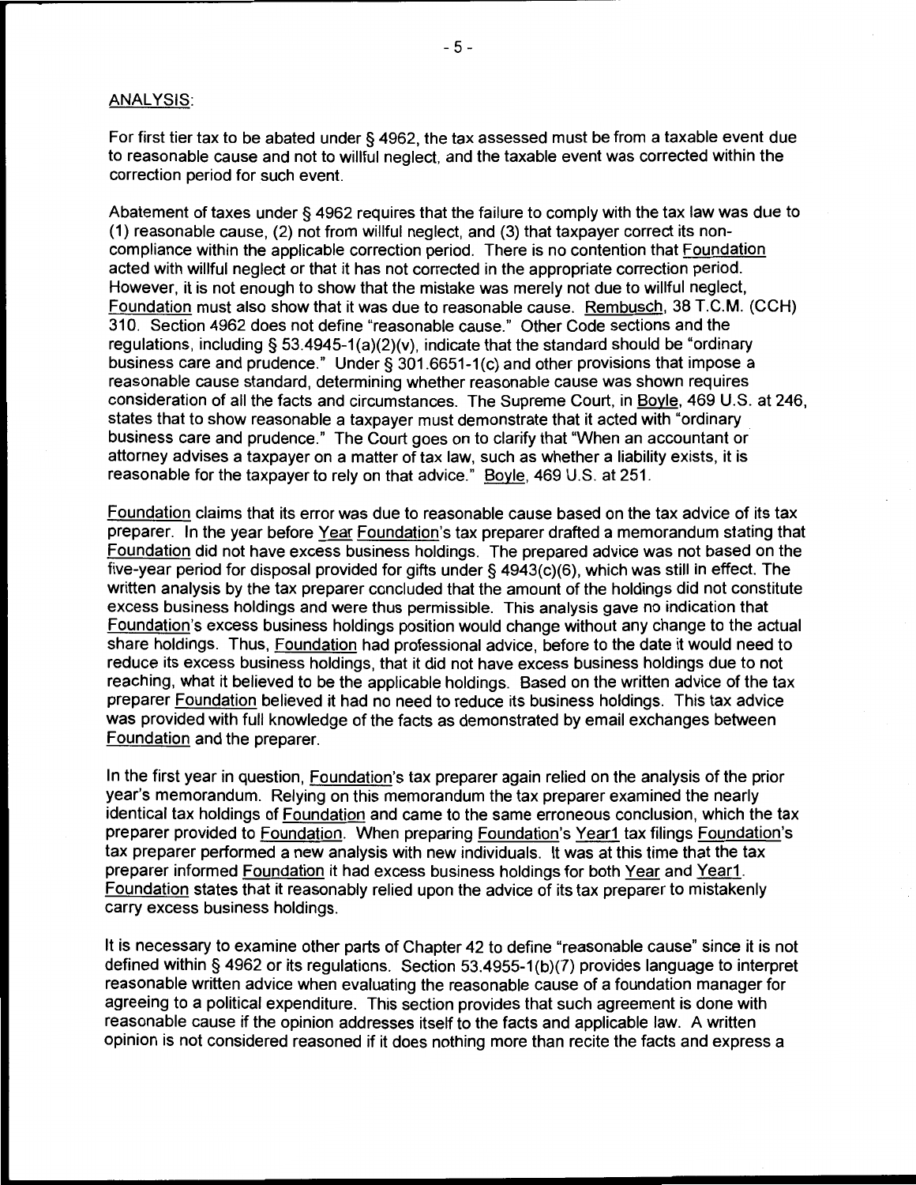ANALYSIS:

For first tier tax to be abated under § 4962, the tax assessed must be from a taxable event due to reasonable cause and not to willful neglect, and the taxable event was corrected within the correction period for such event.

Abatement of taxes under § 4962 requires that the failure to comply with the tax law was due to (1) reasonable cause, (2) not from willful neglect, and (3) that taxpayer correct its non-compliance within the applicable correction period. There is no contention that Foundation acted with willful neglect or that it has not corrected in the appropriate correction period. However, it is not enough to show that the mistake was merely not due to willful neglect, Foundation must also show that it was due to reasonable cause. Rembusch, 38 T.C.M. (CCH) 310. Section 4962 does not define "reasonable cause." Other Code sections and the regulations, including § 53.4945-1(a)(2)(v), indicate that the standard should be "ordinary business care and prudence." Under § 301.6651-1(c) and other provisions that impose a reasonable cause standard, determining whether reasonable cause was shown requires consideration of all the facts and circumstances. The Supreme Court, in Boyle, 469 U.S. at 246, states that to show reasonable a taxpayer must demonstrate that it acted with "ordinary business care and prudence." The Court goes on to clarify that "When an accountant or attorney advises a taxpayer on a matter of tax law, such as whether a liability exists, it is reasonable for the taxpayer to rely on that advice." Boyle, 469 U.S. at 251.

Foundation claims that its error was due to reasonable cause based on the tax advice of its tax preparer. In the year before Year Foundation's tax preparer drafted a memorandum stating that Foundation did not have excess business holdings. The prepared advice was not based on the five-year period for disposal provided for gifts under § 4943(c)(6), which was still in effect. The written analysis by the tax preparer concluded that the amount of the holdings did not constitute excess business holdings and were thus permissible. This analysis gave no indication that Foundation's excess business holdings position would change without any change to the actual share holdings. Thus, Foundation had professional advice, before to the date it would need to reduce its excess business holdings, that it did not have excess business holdings due to not reaching, what it believed to be the applicable holdings. Based on the written advice of the tax preparer Foundation believed it had no need to reduce its business holdings. This tax advice was provided with full knowledge of the facts as demonstrated by email exchanges between Foundation and the preparer.

In the first year in question, Foundation's tax preparer again relied on the analysis of the prior year's memorandum. Relying on this memorandum the tax preparer examined the nearly identical tax holdings of Foundation and came to the same erroneous conclusion, which the tax preparer provided to Foundation. When preparing Foundation's Year1 tax filings Foundation's tax preparer performed a new analysis with new individuals. It was at this time that the tax preparer informed Foundation it had excess business holdings for both Year and Year1. Foundation states that it reasonably relied upon the advice of its tax preparer to mistakenly carry excess business holdings.

It is necessary to examine other parts of Chapter 42 to define "reasonable cause" since it is not defined within § 4962 or its regulations. Section 53.4955-1(b)(7) provides language to interpret reasonable written advice when evaluating the reasonable cause of a foundation manager for agreeing to a political expenditure. This section provides that such agreement is done with reasonable cause if the opinion addresses itself to the facts and applicable law. A written opinion is not considered reasoned if it does nothing more than recite the facts and express a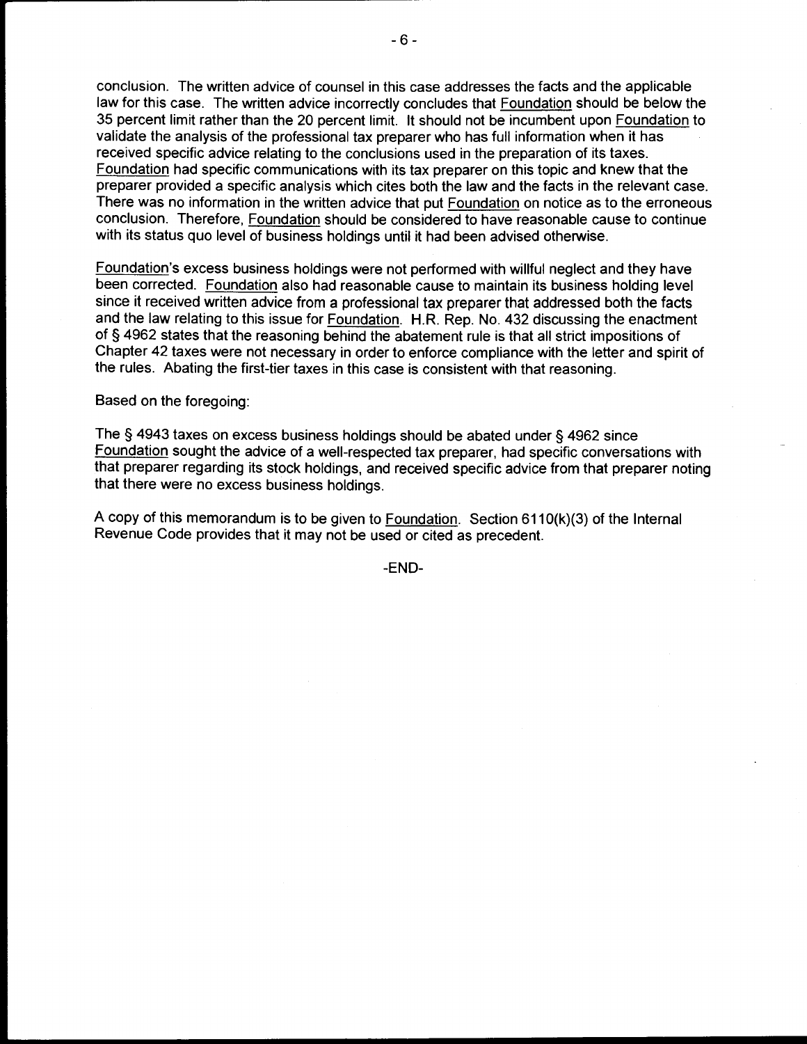conclusion. The written advice of counsel in this case addresses the facts and the applicable law for this case. The written advice incorrectly concludes that Foundation should be below the 35 percent limit rather than the 20 percent limit. It should not be incumbent upon Foundation to validate the analysis of the professional tax preparer who has full information when it has received specific advice relating to the conclusions used in the preparation of its taxes. Foundation had specific communications with its tax preparer on this topic and knew that the preparer provided a specific analysis which cites both the law and the facts in the relevant case. There was no information in the written advice that put Foundation on notice as to the erroneous conclusion. Therefore, Foundation should be considered to have reasonable cause to continue with its status quo level of business holdings until it had been advised otherwise.

Foundation's excess business holdings were not performed with willful neglect and they have been corrected. Foundation also had reasonable cause to maintain its business holding level since it received written advice from a professional tax preparer that addressed both the facts and the law relating to this issue for Foundation. H.R. Rep. No. 432 discussing the enactment of § 4962 states that the reasoning behind the abatement rule is that all strict impositions of Chapter 42 taxes were not necessary in order to enforce compliance with the letter and spirit of the rules. Abating the first-tier taxes in this case is consistent with that reasoning.

Based on the foregoing:

The § 4943 taxes on excess business holdings should be abated under § 4962 since Foundation sought the advice of a well-respected tax preparer, had specific conversations with that preparer regarding its stock holdings, and received specific advice from that preparer noting that there were no excess business holdings.

A copy of this memorandum is to be given to Foundation. Section 6110(k)(3) of the Internal Revenue Code provides that it may not be used or cited as precedent.

-END-